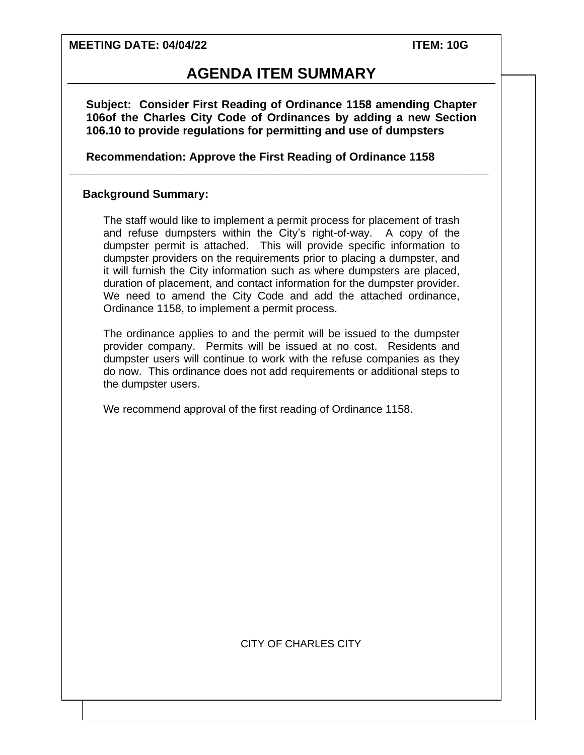**MEETING DATE: 04/04/22** **ITEM: 10G**

# AGENDA ITEM SUMMARY

**Subject: Consider First Reading of Ordinance 1158 amending Chapter 106of the Charles City Code of Ordinances by adding a new Section 106.10 to provide regulations for permitting and use of dumpsters**

**Recommendation: Approve the First Reading of Ordinance 1158**

---

**Background Summary:**

The staff would like to implement a permit process for placement of trash and refuse dumpsters within the City's right-of-way. A copy of the dumpster permit is attached. This will provide specific information to dumpster providers on the requirements prior to placing a dumpster, and it will furnish the City information such as where dumpsters are placed, duration of placement, and contact information for the dumpster provider. We need to amend the City Code and add the attached ordinance, Ordinance 1158, to implement a permit process.

The ordinance applies to and the permit will be issued to the dumpster provider company. Permits will be issued at no cost. Residents and dumpster users will continue to work with the refuse companies as they do now. This ordinance does not add requirements or additional steps to the dumpster users.

We recommend approval of the first reading of Ordinance 1158.

CITY OF CHARLES CITY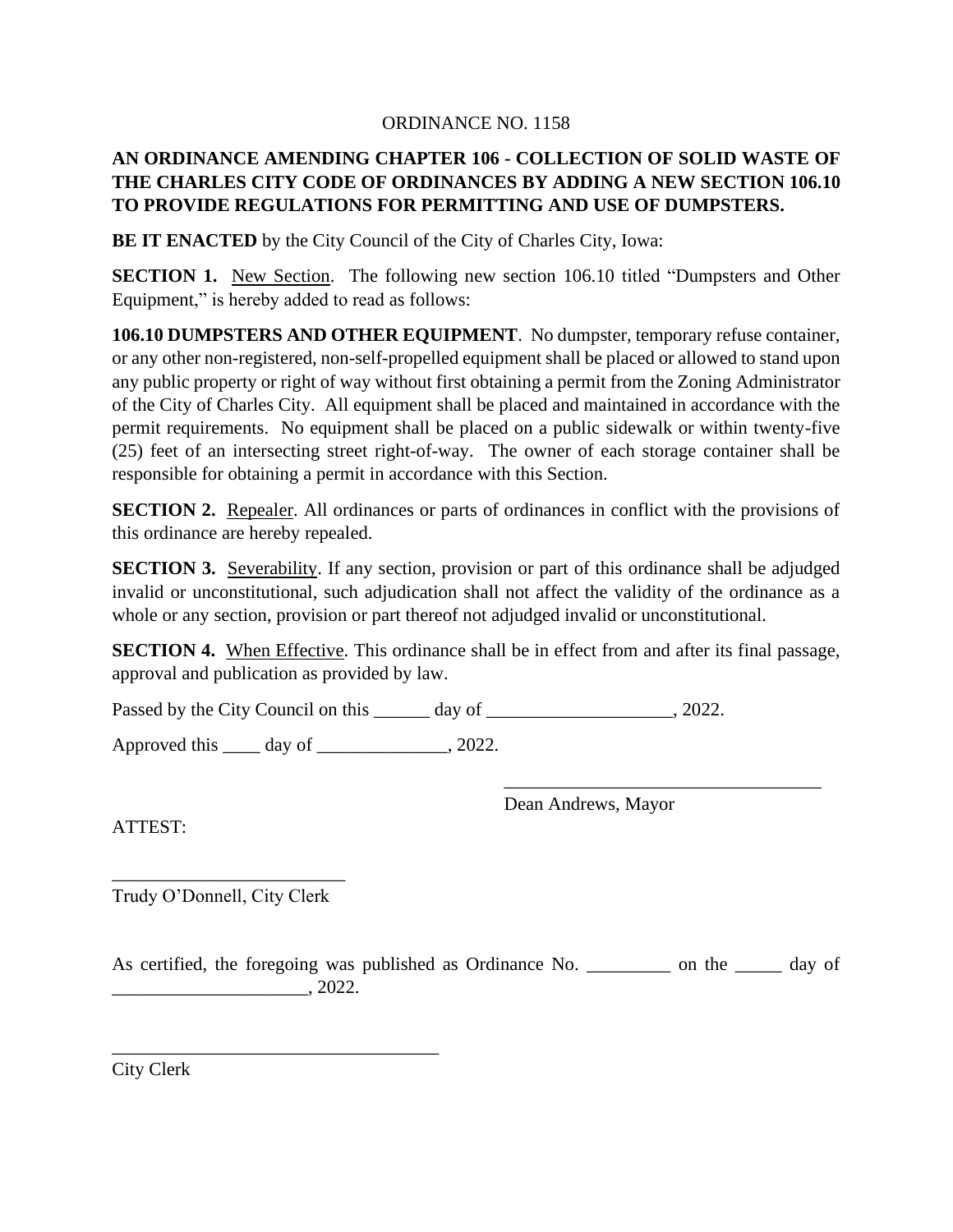ORDINANCE NO. 1158

**AN ORDINANCE AMENDING CHAPTER 106 - COLLECTION OF SOLID WASTE OF THE CHARLES CITY CODE OF ORDINANCES BY ADDING A NEW SECTION 106.10 TO PROVIDE REGULATIONS FOR PERMITTING AND USE OF DUMPSTERS.**

**BE IT ENACTED** by the City Council of the City of Charles City, Iowa:

**SECTION 1.** New Section. The following new section 106.10 titled "Dumpsters and Other Equipment," is hereby added to read as follows:

**106.10 DUMPSTERS AND OTHER EQUIPMENT**. No dumpster, temporary refuse container, or any other non-registered, non-self-propelled equipment shall be placed or allowed to stand upon any public property or right of way without first obtaining a permit from the Zoning Administrator of the City of Charles City. All equipment shall be placed and maintained in accordance with the permit requirements. No equipment shall be placed on a public sidewalk or within twenty-five (25) feet of an intersecting street right-of-way. The owner of each storage container shall be responsible for obtaining a permit in accordance with this Section.

**SECTION 2.** Repealer. All ordinances or parts of ordinances in conflict with the provisions of this ordinance are hereby repealed.

**SECTION 3.** Severability. If any section, provision or part of this ordinance shall be adjudged invalid or unconstitutional, such adjudication shall not affect the validity of the ordinance as a whole or any section, provision or part thereof not adjudged invalid or unconstitutional.

**SECTION 4.** When Effective. This ordinance shall be in effect from and after its final passage, approval and publication as provided by law.

Passed by the City Council on this ______ day of ____________________, 2022.

Approved this ____ day of ______________, 2022.

___________________________________
Dean Andrews, Mayor

ATTEST:

_________________________
Trudy O'Donnell, City Clerk

As certified, the foregoing was published as Ordinance No. _________ on the _____ day of _____________________, 2022.

___________________________________
City Clerk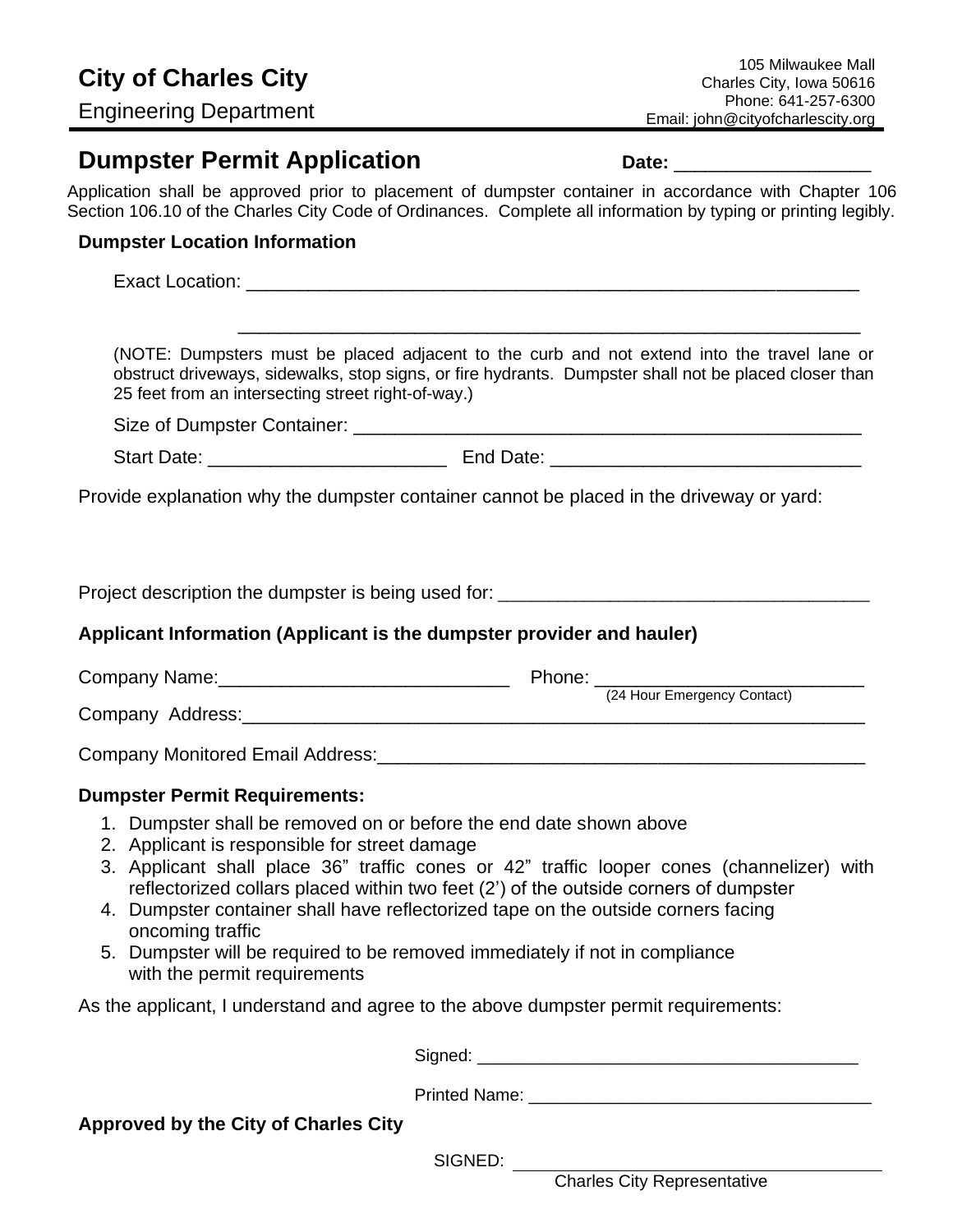**City of Charles City**

Engineering Department

105 Milwaukee Mall
Charles City, Iowa 50616
Phone: 641-257-6300
Email: john@cityofcharlescity.org

# Dumpster Permit Application

**Date:** ___________________

Application shall be approved prior to placement of dumpster container in accordance with Chapter 106 Section 106.10 of the Charles City Code of Ordinances. Complete all information by typing or printing legibly.

### Dumpster Location Information

Exact Location: ____________________________________________________________

____________________________________________________________

(NOTE: Dumpsters must be placed adjacent to the curb and not extend into the travel lane or obstruct driveways, sidewalks, stop signs, or fire hydrants. Dumpster shall not be placed closer than 25 feet from an intersecting street right-of-way.)

Size of Dumpster Container: ___________________________________________________

Start Date: _______________________ End Date: ______________________________

Provide explanation why the dumpster container cannot be placed in the driveway or yard:

Project description the dumpster is being used for: ____________________________________

### Applicant Information (Applicant is the dumpster provider and hauler)

Company Name:____________________________ Phone: ___________________________
(24 Hour Emergency Contact)

Company Address:_______________________________________________________________

Company Monitored Email Address:_________________________________________________

### Dumpster Permit Requirements:

1. Dumpster shall be removed on or before the end date shown above
2. Applicant is responsible for street damage
3. Applicant shall place 36” traffic cones or 42” traffic looper cones (channelizer) with reflectorized collars placed within two feet (2’) of the outside corners of dumpster
4. Dumpster container shall have reflectorized tape on the outside corners facing oncoming traffic
5. Dumpster will be required to be removed immediately if not in compliance with the permit requirements

As the applicant, I understand and agree to the above dumpster permit requirements:

Signed: ________________________________________

Printed Name: ___________________________________

**Approved by the City of Charles City**

SIGNED: ________________________________________
Charles City Representative